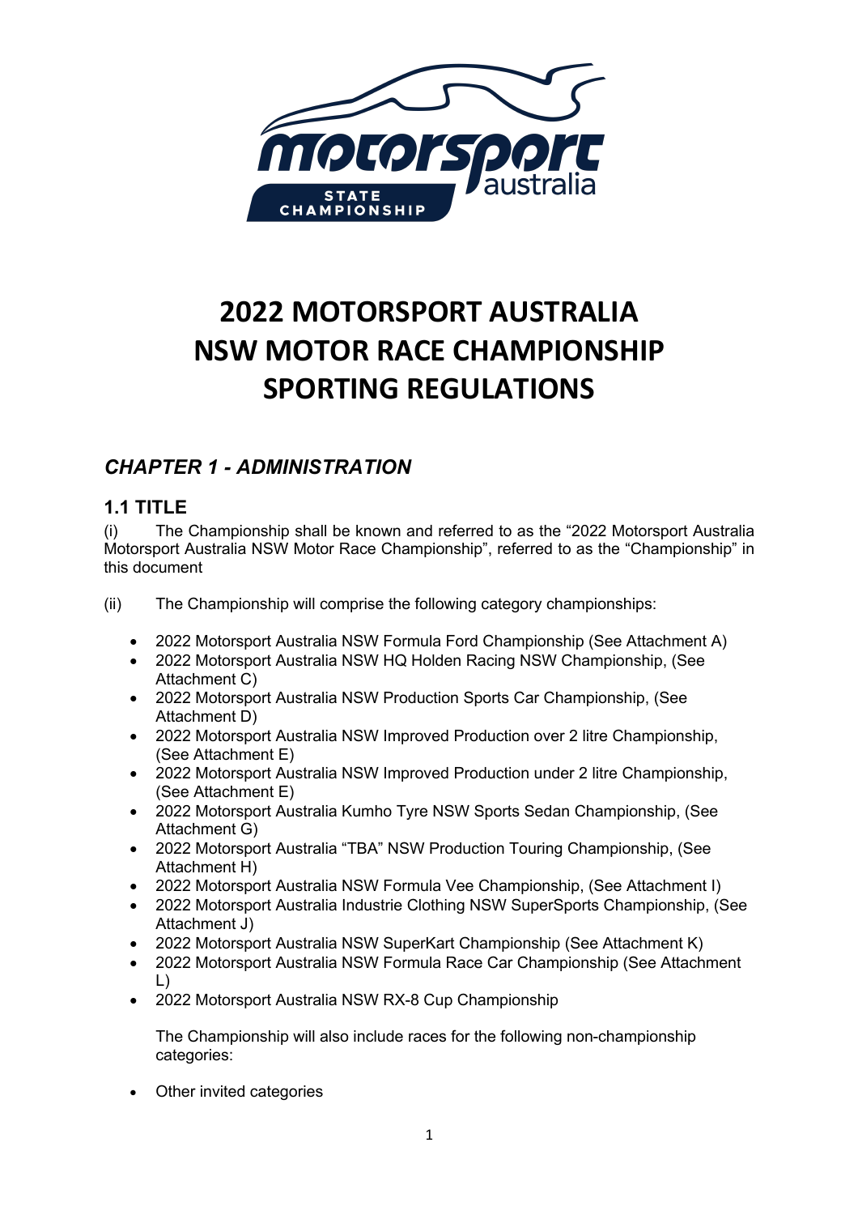# 2022 MOTORSPORT AUSTRALIA NSW MOTOR RACE CHAMPIONSHIP SPORTING REGULATIONS

## *CHAPTER 1 - ADMINISTRATION*

### 1.1 TITLE

(i) The Championship shall be known and referred to as the "2022 Motorsport Australia Motorsport Australia NSW Motor Race Championship", referred to as the "Championship" in this document

(ii) The Championship will comprise the following category championships:

- 2022 Motorsport Australia NSW Formula Ford Championship (See Attachment A)
- 2022 Motorsport Australia NSW HQ Holden Racing NSW Championship, (See Attachment C)
- 2022 Motorsport Australia NSW Production Sports Car Championship, (See Attachment D)
- 2022 Motorsport Australia NSW Improved Production over 2 litre Championship, (See Attachment E)
- 2022 Motorsport Australia NSW Improved Production under 2 litre Championship, (See Attachment E)
- 2022 Motorsport Australia Kumho Tyre NSW Sports Sedan Championship, (See Attachment G)
- 2022 Motorsport Australia "TBA" NSW Production Touring Championship, (See Attachment H)
- 2022 Motorsport Australia NSW Formula Vee Championship, (See Attachment I)
- 2022 Motorsport Australia Industrie Clothing NSW SuperSports Championship, (See Attachment J)
- 2022 Motorsport Australia NSW SuperKart Championship (See Attachment K)
- 2022 Motorsport Australia NSW Formula Race Car Championship (See Attachment L)
- 2022 Motorsport Australia NSW RX-8 Cup Championship

The Championship will also include races for the following non-championship categories:

- Other invited categories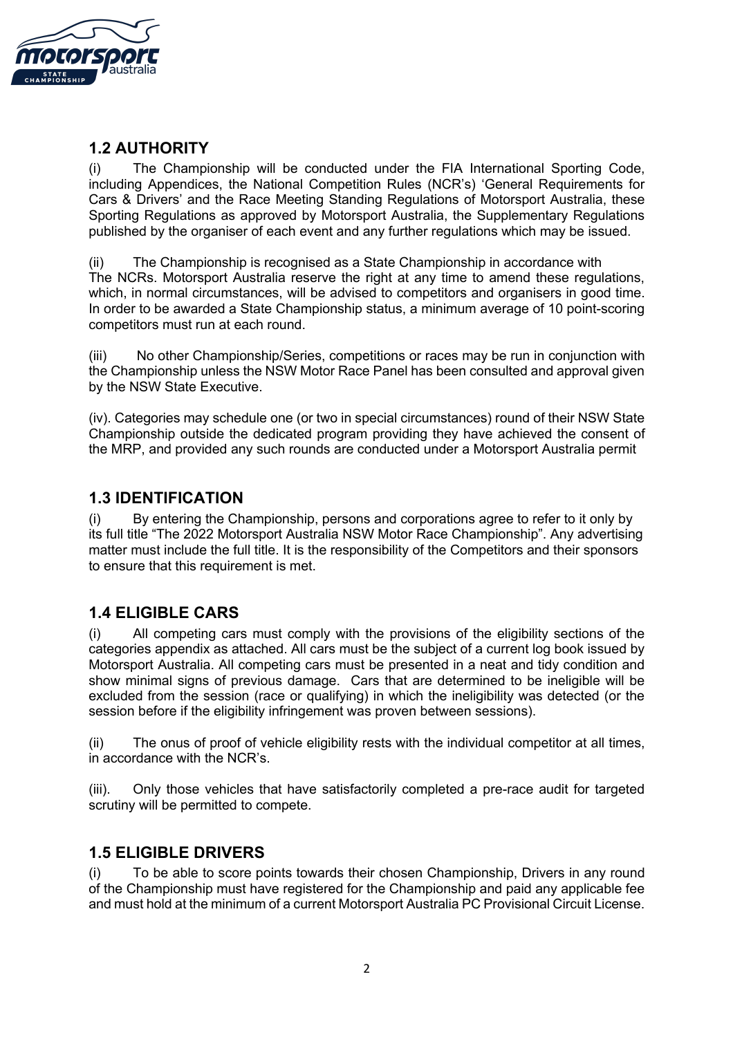## 1.2 AUTHORITY

(i) The Championship will be conducted under the FIA International Sporting Code, including Appendices, the National Competition Rules (NCR's) 'General Requirements for Cars & Drivers' and the Race Meeting Standing Regulations of Motorsport Australia, these Sporting Regulations as approved by Motorsport Australia, the Supplementary Regulations published by the organiser of each event and any further regulations which may be issued.

(ii) The Championship is recognised as a State Championship in accordance with The NCRs. Motorsport Australia reserve the right at any time to amend these regulations, which, in normal circumstances, will be advised to competitors and organisers in good time. In order to be awarded a State Championship status, a minimum average of 10 point-scoring competitors must run at each round.

(iii) No other Championship/Series, competitions or races may be run in conjunction with the Championship unless the NSW Motor Race Panel has been consulted and approval given by the NSW State Executive.

(iv). Categories may schedule one (or two in special circumstances) round of their NSW State Championship outside the dedicated program providing they have achieved the consent of the MRP, and provided any such rounds are conducted under a Motorsport Australia permit

## 1.3 IDENTIFICATION

(i) By entering the Championship, persons and corporations agree to refer to it only by its full title "The 2022 Motorsport Australia NSW Motor Race Championship". Any advertising matter must include the full title. It is the responsibility of the Competitors and their sponsors to ensure that this requirement is met.

## 1.4 ELIGIBLE CARS

(i) All competing cars must comply with the provisions of the eligibility sections of the categories appendix as attached. All cars must be the subject of a current log book issued by Motorsport Australia. All competing cars must be presented in a neat and tidy condition and show minimal signs of previous damage. Cars that are determined to be ineligible will be excluded from the session (race or qualifying) in which the ineligibility was detected (or the session before if the eligibility infringement was proven between sessions).

(ii) The onus of proof of vehicle eligibility rests with the individual competitor at all times, in accordance with the NCR's.

(iii). Only those vehicles that have satisfactorily completed a pre-race audit for targeted scrutiny will be permitted to compete.

## 1.5 ELIGIBLE DRIVERS

(i) To be able to score points towards their chosen Championship, Drivers in any round of the Championship must have registered for the Championship and paid any applicable fee and must hold at the minimum of a current Motorsport Australia PC Provisional Circuit License.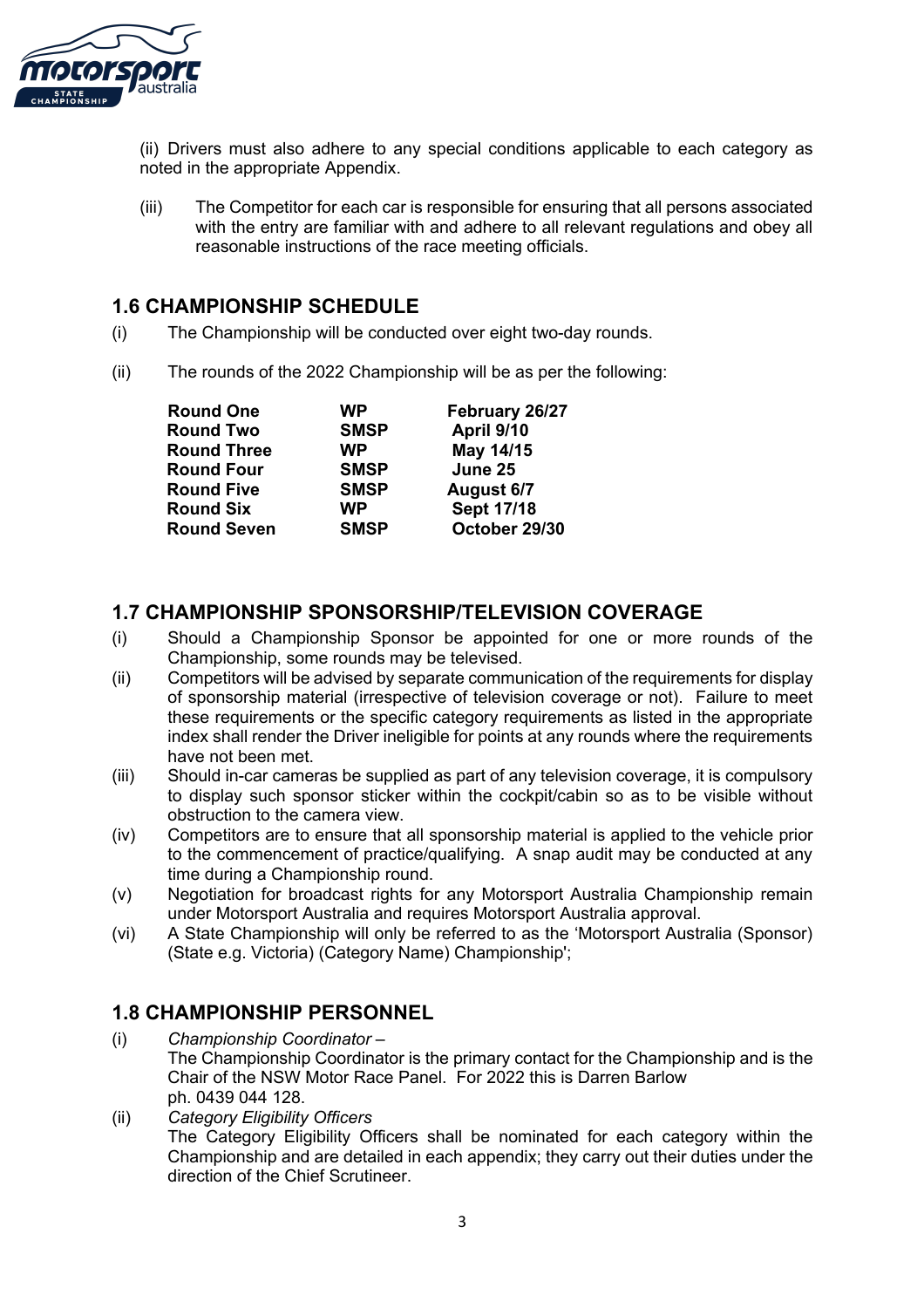(ii) Drivers must also adhere to any special conditions applicable to each category as noted in the appropriate Appendix.

(iii) The Competitor for each car is responsible for ensuring that all persons associated with the entry are familiar with and adhere to all relevant regulations and obey all reasonable instructions of the race meeting officials.

## 1.6 CHAMPIONSHIP SCHEDULE

(i) The Championship will be conducted over eight two-day rounds.

(ii) The rounds of the 2022 Championship will be as per the following:

| | | |
|---|---|---|
| **Round One** | **WP** | **February 26/27** |
| **Round Two** | **SMSP** | **April 9/10** |
| **Round Three** | **WP** | **May 14/15** |
| **Round Four** | **SMSP** | **June 25** |
| **Round Five** | **SMSP** | **August 6/7** |
| **Round Six** | **WP** | **Sept 17/18** |
| **Round Seven** | **SMSP** | **October 29/30** |

## 1.7 CHAMPIONSHIP SPONSORSHIP/TELEVISION COVERAGE

(i) Should a Championship Sponsor be appointed for one or more rounds of the Championship, some rounds may be televised.

(ii) Competitors will be advised by separate communication of the requirements for display of sponsorship material (irrespective of television coverage or not). Failure to meet these requirements or the specific category requirements as listed in the appropriate index shall render the Driver ineligible for points at any rounds where the requirements have not been met.

(iii) Should in-car cameras be supplied as part of any television coverage, it is compulsory to display such sponsor sticker within the cockpit/cabin so as to be visible without obstruction to the camera view.

(iv) Competitors are to ensure that all sponsorship material is applied to the vehicle prior to the commencement of practice/qualifying. A snap audit may be conducted at any time during a Championship round.

(v) Negotiation for broadcast rights for any Motorsport Australia Championship remain under Motorsport Australia and requires Motorsport Australia approval.

(vi) A State Championship will only be referred to as the 'Motorsport Australia (Sponsor) (State e.g. Victoria) (Category Name) Championship';

## 1.8 CHAMPIONSHIP PERSONNEL

(i) *Championship Coordinator –*
The Championship Coordinator is the primary contact for the Championship and is the Chair of the NSW Motor Race Panel. For 2022 this is Darren Barlow
ph. 0439 044 128.

(ii) *Category Eligibility Officers*
The Category Eligibility Officers shall be nominated for each category within the Championship and are detailed in each appendix; they carry out their duties under the direction of the Chief Scrutineer.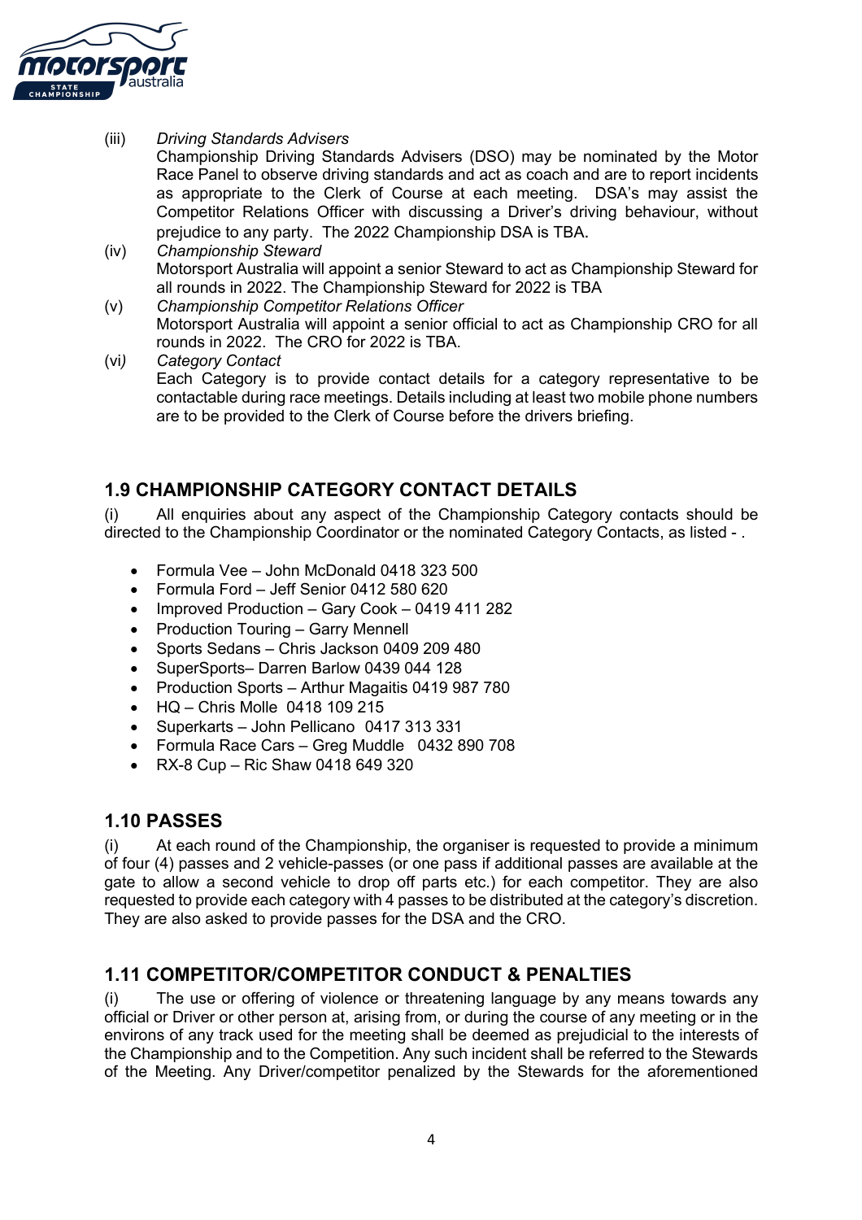(iii) *Driving Standards Advisers*
Championship Driving Standards Advisers (DSO) may be nominated by the Motor Race Panel to observe driving standards and act as coach and are to report incidents as appropriate to the Clerk of Course at each meeting. DSA's may assist the Competitor Relations Officer with discussing a Driver's driving behaviour, without prejudice to any party. The 2022 Championship DSA is TBA.

(iv) *Championship Steward*
Motorsport Australia will appoint a senior Steward to act as Championship Steward for all rounds in 2022. The Championship Steward for 2022 is TBA

(v) *Championship Competitor Relations Officer*
Motorsport Australia will appoint a senior official to act as Championship CRO for all rounds in 2022. The CRO for 2022 is TBA.

(vi) *Category Contact*
Each Category is to provide contact details for a category representative to be contactable during race meetings. Details including at least two mobile phone numbers are to be provided to the Clerk of Course before the drivers briefing.

## 1.9 CHAMPIONSHIP CATEGORY CONTACT DETAILS

(i) All enquiries about any aspect of the Championship Category contacts should be directed to the Championship Coordinator or the nominated Category Contacts, as listed - .

- Formula Vee – John McDonald 0418 323 500
- Formula Ford – Jeff Senior 0412 580 620
- Improved Production – Gary Cook – 0419 411 282
- Production Touring – Garry Mennell
- Sports Sedans – Chris Jackson 0409 209 480
- SuperSports– Darren Barlow 0439 044 128
- Production Sports – Arthur Magaitis 0419 987 780
- HQ – Chris Molle 0418 109 215
- Superkarts – John Pellicano 0417 313 331
- Formula Race Cars – Greg Muddle 0432 890 708
- RX-8 Cup – Ric Shaw 0418 649 320

## 1.10 PASSES

(i) At each round of the Championship, the organiser is requested to provide a minimum of four (4) passes and 2 vehicle-passes (or one pass if additional passes are available at the gate to allow a second vehicle to drop off parts etc.) for each competitor. They are also requested to provide each category with 4 passes to be distributed at the category's discretion. They are also asked to provide passes for the DSA and the CRO.

## 1.11 COMPETITOR/COMPETITOR CONDUCT & PENALTIES

(i) The use or offering of violence or threatening language by any means towards any official or Driver or other person at, arising from, or during the course of any meeting or in the environs of any track used for the meeting shall be deemed as prejudicial to the interests of the Championship and to the Competition. Any such incident shall be referred to the Stewards of the Meeting. Any Driver/competitor penalized by the Stewards for the aforementioned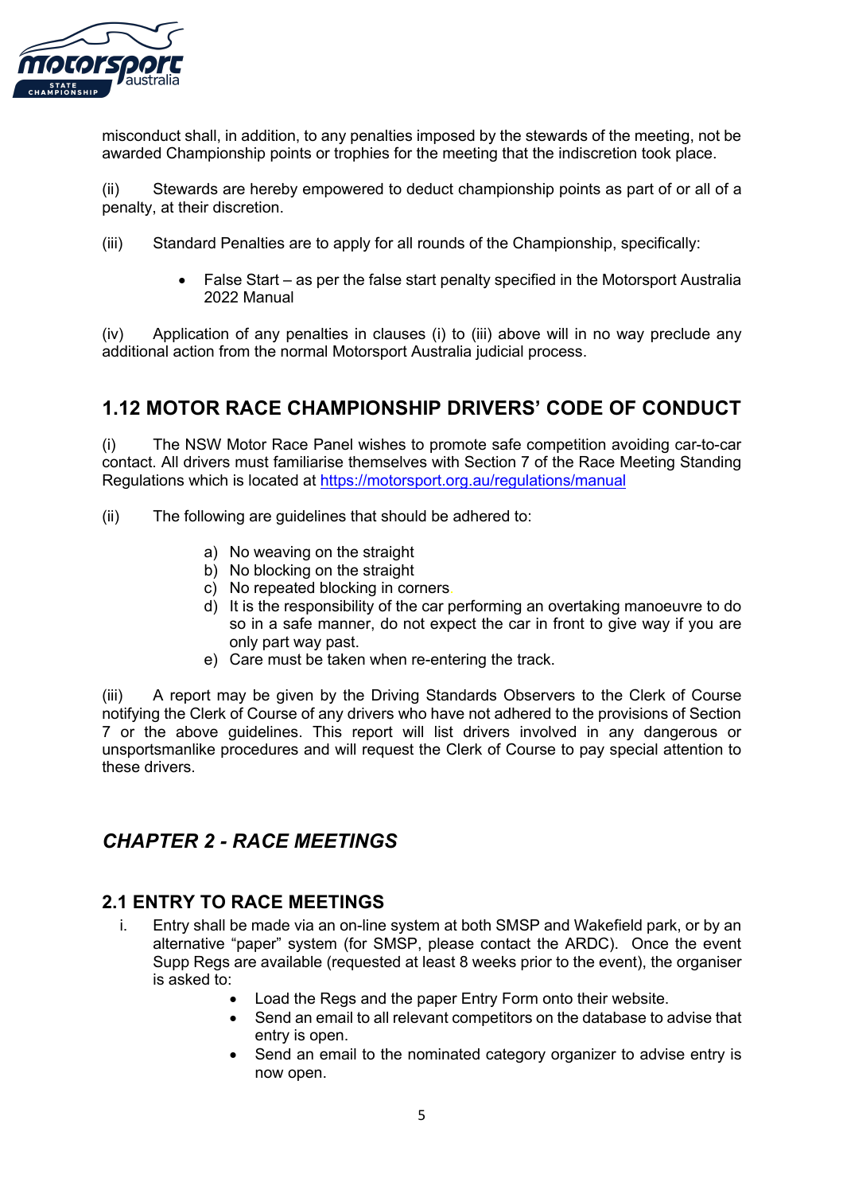misconduct shall, in addition, to any penalties imposed by the stewards of the meeting, not be awarded Championship points or trophies for the meeting that the indiscretion took place.

(ii) Stewards are hereby empowered to deduct championship points as part of or all of a penalty, at their discretion.

(iii) Standard Penalties are to apply for all rounds of the Championship, specifically:

- False Start – as per the false start penalty specified in the Motorsport Australia 2022 Manual

(iv) Application of any penalties in clauses (i) to (iii) above will in no way preclude any additional action from the normal Motorsport Australia judicial process.

## 1.12 MOTOR RACE CHAMPIONSHIP DRIVERS' CODE OF CONDUCT

(i) The NSW Motor Race Panel wishes to promote safe competition avoiding car-to-car contact. All drivers must familiarise themselves with Section 7 of the Race Meeting Standing Regulations which is located at https://motorsport.org.au/regulations/manual

(ii) The following are guidelines that should be adhered to:

a) No weaving on the straight
b) No blocking on the straight
c) No repeated blocking in corners
d) It is the responsibility of the car performing an overtaking manoeuvre to do so in a safe manner, do not expect the car in front to give way if you are only part way past.
e) Care must be taken when re-entering the track.

(iii) A report may be given by the Driving Standards Observers to the Clerk of Course notifying the Clerk of Course of any drivers who have not adhered to the provisions of Section 7 or the above guidelines. This report will list drivers involved in any dangerous or unsportsmanlike procedures and will request the Clerk of Course to pay special attention to these drivers.

# *CHAPTER 2 - RACE MEETINGS*

## 2.1 ENTRY TO RACE MEETINGS

i. Entry shall be made via an on-line system at both SMSP and Wakefield park, or by an alternative "paper" system (for SMSP, please contact the ARDC). Once the event Supp Regs are available (requested at least 8 weeks prior to the event), the organiser is asked to:
   - Load the Regs and the paper Entry Form onto their website.
   - Send an email to all relevant competitors on the database to advise that entry is open.
   - Send an email to the nominated category organizer to advise entry is now open.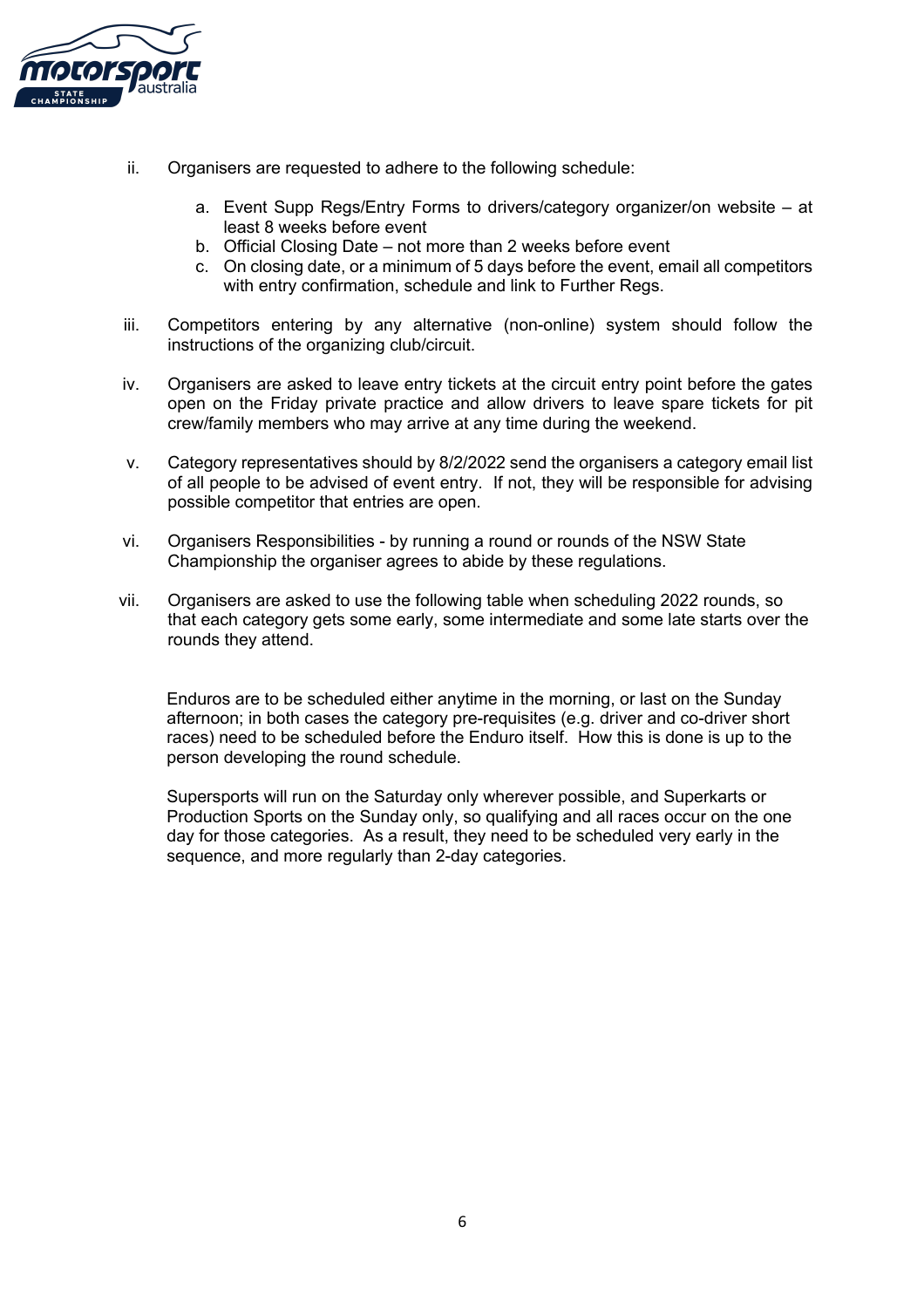ii. Organisers are requested to adhere to the following schedule:

   a. Event Supp Regs/Entry Forms to drivers/category organizer/on website – at least 8 weeks before event
   b. Official Closing Date – not more than 2 weeks before event
   c. On closing date, or a minimum of 5 days before the event, email all competitors with entry confirmation, schedule and link to Further Regs.

iii. Competitors entering by any alternative (non-online) system should follow the instructions of the organizing club/circuit.

iv. Organisers are asked to leave entry tickets at the circuit entry point before the gates open on the Friday private practice and allow drivers to leave spare tickets for pit crew/family members who may arrive at any time during the weekend.

v. Category representatives should by 8/2/2022 send the organisers a category email list of all people to be advised of event entry. If not, they will be responsible for advising possible competitor that entries are open.

vi. Organisers Responsibilities - by running a round or rounds of the NSW State Championship the organiser agrees to abide by these regulations.

vii. Organisers are asked to use the following table when scheduling 2022 rounds, so that each category gets some early, some intermediate and some late starts over the rounds they attend.

Enduros are to be scheduled either anytime in the morning, or last on the Sunday afternoon; in both cases the category pre-requisites (e.g. driver and co-driver short races) need to be scheduled before the Enduro itself. How this is done is up to the person developing the round schedule.

Supersports will run on the Saturday only wherever possible, and Superkarts or Production Sports on the Sunday only, so qualifying and all races occur on the one day for those categories. As a result, they need to be scheduled very early in the sequence, and more regularly than 2-day categories.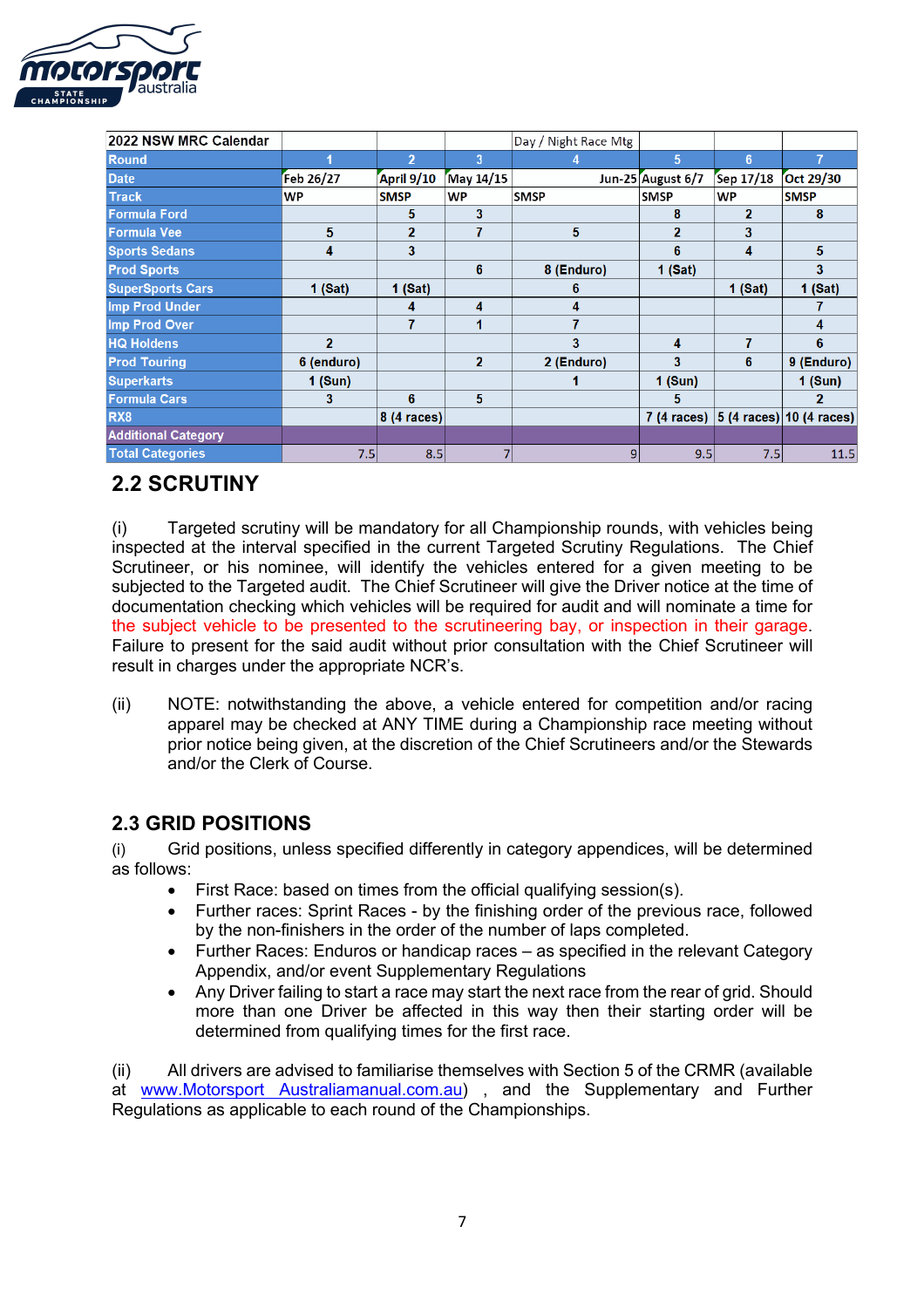| 2022 NSW MRC Calendar | | | | Day / Night Race Mtg | | | |
|---|---|---|---|---|---|---|---|
| Round | 1 | 2 | 3 | 4 | 5 | 6 | 7 |
| Date | Feb 26/27 | April 9/10 | May 14/15 | Jun-25 | August 6/7 | Sep 17/18 | Oct 29/30 |
| Track | WP | SMSP | WP | SMSP | SMSP | WP | SMSP |
| Formula Ford | | 5 | 3 | | 8 | 2 | 8 |
| Formula Vee | 5 | 2 | 7 | 5 | 2 | 3 | |
| Sports Sedans | 4 | 3 | | | 6 | 4 | 5 |
| Prod Sports | | | 6 | 8 (Enduro) | 1 (Sat) | | 3 |
| SuperSports Cars | 1 (Sat) | 1 (Sat) | | 6 | | 1 (Sat) | 1 (Sat) |
| Imp Prod Under | | 4 | 4 | 4 | | | 7 |
| Imp Prod Over | | 7 | 1 | 7 | | | 4 |
| HQ Holdens | 2 | | | 3 | 4 | 7 | 6 |
| Prod Touring | 6 (enduro) | | 2 | 2 (Enduro) | 3 | 6 | 9 (Enduro) |
| Superkarts | 1 (Sun) | | | 1 | 1 (Sun) | | 1 (Sun) |
| Formula Cars | 3 | 6 | 5 | | 5 | | 2 |
| RX8 | | 8 (4 races) | | | 7 (4 races) | 5 (4 races) | 10 (4 races) |
| Additional Category | | | | | | | |
| Total Categories | 7.5 | 8.5 | 7 | 9 | 9.5 | 7.5 | 11.5 |

## 2.2 SCRUTINY

(i) Targeted scrutiny will be mandatory for all Championship rounds, with vehicles being inspected at the interval specified in the current Targeted Scrutiny Regulations. The Chief Scrutineer, or his nominee, will identify the vehicles entered for a given meeting to be subjected to the Targeted audit. The Chief Scrutineer will give the Driver notice at the time of documentation checking which vehicles will be required for audit and will nominate a time for the subject vehicle to be presented to the scrutineering bay, or inspection in their garage. Failure to present for the said audit without prior consultation with the Chief Scrutineer will result in charges under the appropriate NCR's.

(ii) NOTE: notwithstanding the above, a vehicle entered for competition and/or racing apparel may be checked at ANY TIME during a Championship race meeting without prior notice being given, at the discretion of the Chief Scrutineers and/or the Stewards and/or the Clerk of Course.

## 2.3 GRID POSITIONS

(i) Grid positions, unless specified differently in category appendices, will be determined as follows:

- First Race: based on times from the official qualifying session(s).
- Further races: Sprint Races - by the finishing order of the previous race, followed by the non-finishers in the order of the number of laps completed.
- Further Races: Enduros or handicap races – as specified in the relevant Category Appendix, and/or event Supplementary Regulations
- Any Driver failing to start a race may start the next race from the rear of grid. Should more than one Driver be affected in this way then their starting order will be determined from qualifying times for the first race.

(ii) All drivers are advised to familiarise themselves with Section 5 of the CRMR (available at www.Motorsport Australiamanual.com.au) , and the Supplementary and Further Regulations as applicable to each round of the Championships.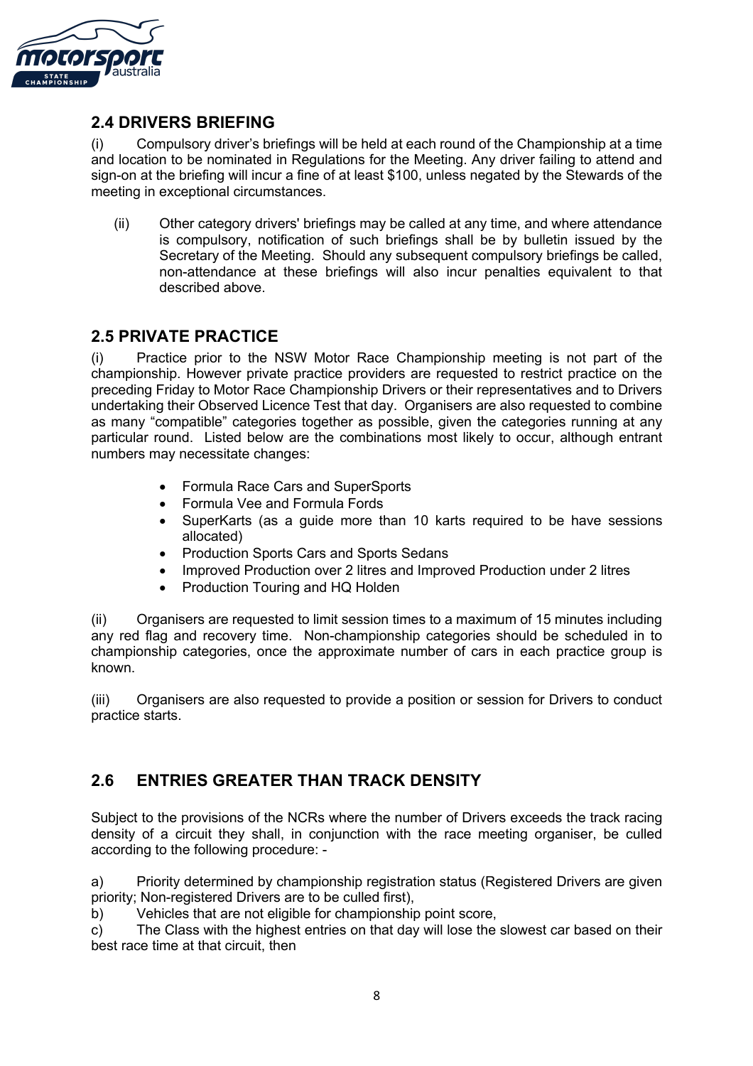## 2.4 DRIVERS BRIEFING

(i) Compulsory driver's briefings will be held at each round of the Championship at a time and location to be nominated in Regulations for the Meeting. Any driver failing to attend and sign-on at the briefing will incur a fine of at least $100, unless negated by the Stewards of the meeting in exceptional circumstances.

(ii) Other category drivers' briefings may be called at any time, and where attendance is compulsory, notification of such briefings shall be by bulletin issued by the Secretary of the Meeting. Should any subsequent compulsory briefings be called, non-attendance at these briefings will also incur penalties equivalent to that described above.

## 2.5 PRIVATE PRACTICE

(i) Practice prior to the NSW Motor Race Championship meeting is not part of the championship. However private practice providers are requested to restrict practice on the preceding Friday to Motor Race Championship Drivers or their representatives and to Drivers undertaking their Observed Licence Test that day. Organisers are also requested to combine as many "compatible" categories together as possible, given the categories running at any particular round. Listed below are the combinations most likely to occur, although entrant numbers may necessitate changes:

- Formula Race Cars and SuperSports
- Formula Vee and Formula Fords
- SuperKarts (as a guide more than 10 karts required to be have sessions allocated)
- Production Sports Cars and Sports Sedans
- Improved Production over 2 litres and Improved Production under 2 litres
- Production Touring and HQ Holden

(ii) Organisers are requested to limit session times to a maximum of 15 minutes including any red flag and recovery time. Non-championship categories should be scheduled in to championship categories, once the approximate number of cars in each practice group is known.

(iii) Organisers are also requested to provide a position or session for Drivers to conduct practice starts.

## 2.6 ENTRIES GREATER THAN TRACK DENSITY

Subject to the provisions of the NCRs where the number of Drivers exceeds the track racing density of a circuit they shall, in conjunction with the race meeting organiser, be culled according to the following procedure: -

a) Priority determined by championship registration status (Registered Drivers are given priority; Non-registered Drivers are to be culled first),
b) Vehicles that are not eligible for championship point score,
c) The Class with the highest entries on that day will lose the slowest car based on their best race time at that circuit, then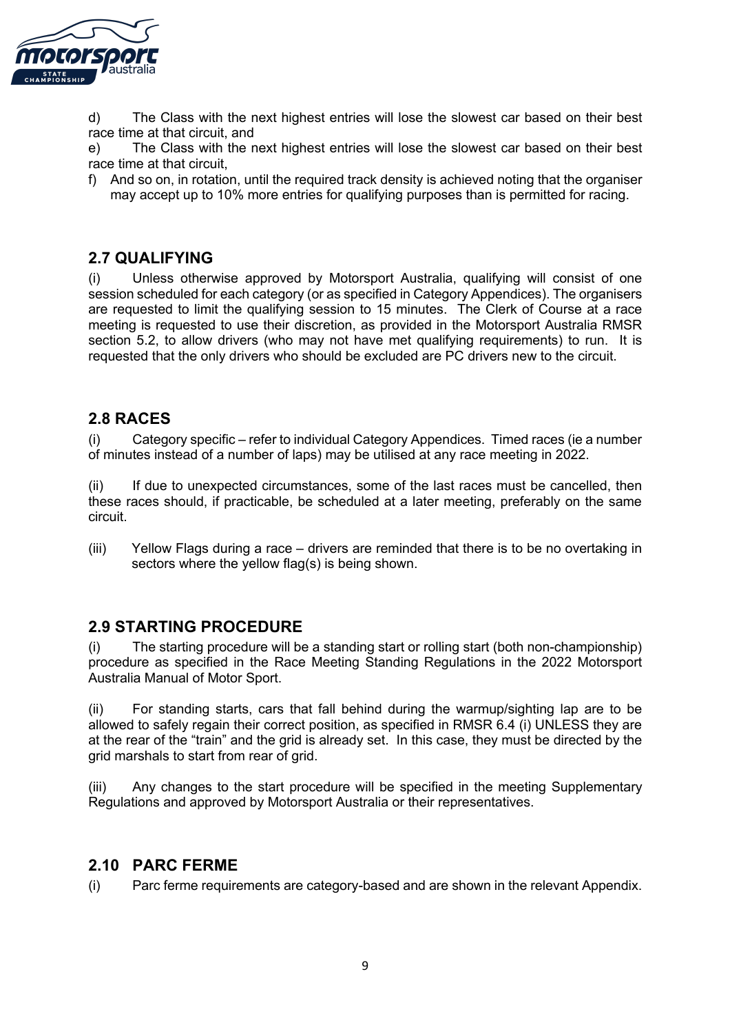d) The Class with the next highest entries will lose the slowest car based on their best race time at that circuit, and

e) The Class with the next highest entries will lose the slowest car based on their best race time at that circuit,

f) And so on, in rotation, until the required track density is achieved noting that the organiser may accept up to 10% more entries for qualifying purposes than is permitted for racing.

## 2.7 QUALIFYING

(i) Unless otherwise approved by Motorsport Australia, qualifying will consist of one session scheduled for each category (or as specified in Category Appendices). The organisers are requested to limit the qualifying session to 15 minutes. The Clerk of Course at a race meeting is requested to use their discretion, as provided in the Motorsport Australia RMSR section 5.2, to allow drivers (who may not have met qualifying requirements) to run. It is requested that the only drivers who should be excluded are PC drivers new to the circuit.

## 2.8 RACES

(i) Category specific – refer to individual Category Appendices. Timed races (ie a number of minutes instead of a number of laps) may be utilised at any race meeting in 2022.

(ii) If due to unexpected circumstances, some of the last races must be cancelled, then these races should, if practicable, be scheduled at a later meeting, preferably on the same circuit.

(iii) Yellow Flags during a race – drivers are reminded that there is to be no overtaking in sectors where the yellow flag(s) is being shown.

## 2.9 STARTING PROCEDURE

(i) The starting procedure will be a standing start or rolling start (both non-championship) procedure as specified in the Race Meeting Standing Regulations in the 2022 Motorsport Australia Manual of Motor Sport.

(ii) For standing starts, cars that fall behind during the warmup/sighting lap are to be allowed to safely regain their correct position, as specified in RMSR 6.4 (i) UNLESS they are at the rear of the "train" and the grid is already set. In this case, they must be directed by the grid marshals to start from rear of grid.

(iii) Any changes to the start procedure will be specified in the meeting Supplementary Regulations and approved by Motorsport Australia or their representatives.

## 2.10 PARC FERME

(i) Parc ferme requirements are category-based and are shown in the relevant Appendix.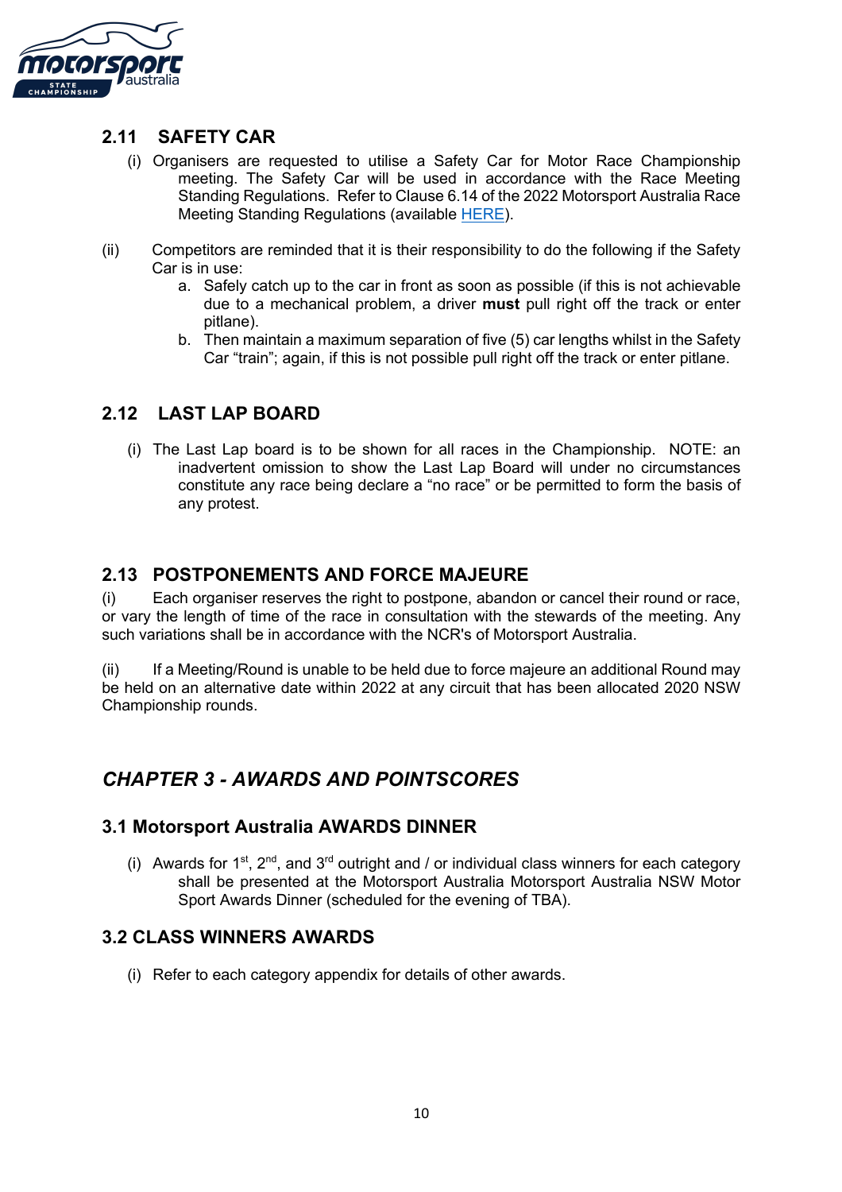## 2.11 SAFETY CAR

(i) Organisers are requested to utilise a Safety Car for Motor Race Championship meeting. The Safety Car will be used in accordance with the Race Meeting Standing Regulations. Refer to Clause 6.14 of the 2022 Motorsport Australia Race Meeting Standing Regulations (available HERE).

(ii) Competitors are reminded that it is their responsibility to do the following if the Safety Car is in use:

a. Safely catch up to the car in front as soon as possible (if this is not achievable due to a mechanical problem, a driver **must** pull right off the track or enter pitlane).
b. Then maintain a maximum separation of five (5) car lengths whilst in the Safety Car "train"; again, if this is not possible pull right off the track or enter pitlane.

## 2.12 LAST LAP BOARD

(i) The Last Lap board is to be shown for all races in the Championship. NOTE: an inadvertent omission to show the Last Lap Board will under no circumstances constitute any race being declare a "no race" or be permitted to form the basis of any protest.

## 2.13 POSTPONEMENTS AND FORCE MAJEURE

(i) Each organiser reserves the right to postpone, abandon or cancel their round or race, or vary the length of time of the race in consultation with the stewards of the meeting. Any such variations shall be in accordance with the NCR's of Motorsport Australia.

(ii) If a Meeting/Round is unable to be held due to force majeure an additional Round may be held on an alternative date within 2022 at any circuit that has been allocated 2020 NSW Championship rounds.

# *CHAPTER 3 - AWARDS AND POINTSCORES*

## 3.1 Motorsport Australia AWARDS DINNER

(i) Awards for 1st, 2nd, and 3rd outright and / or individual class winners for each category shall be presented at the Motorsport Australia Motorsport Australia NSW Motor Sport Awards Dinner (scheduled for the evening of TBA).

## 3.2 CLASS WINNERS AWARDS

(i) Refer to each category appendix for details of other awards.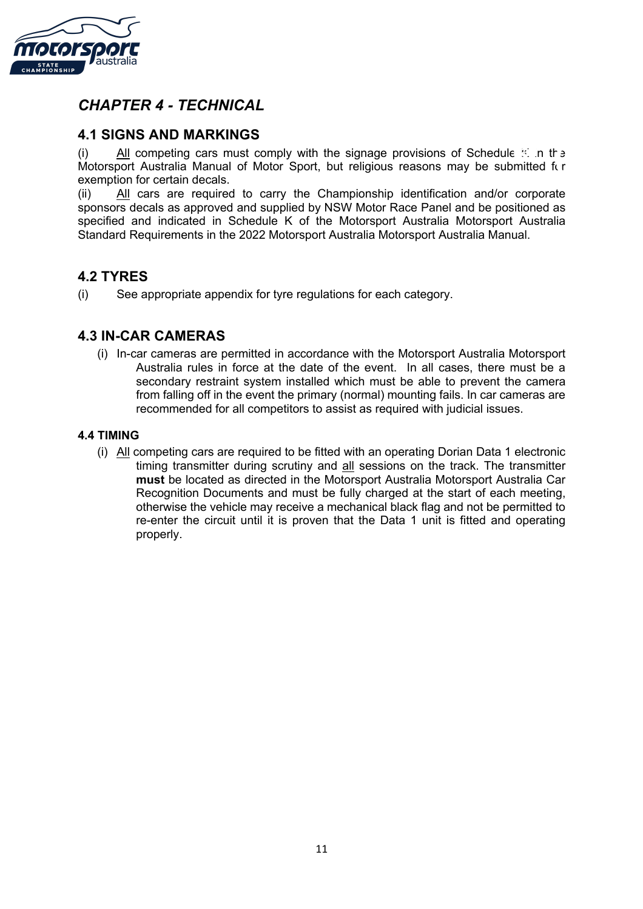## CHAPTER 4 - TECHNICAL

### 4.1 SIGNS AND MARKINGS

(i) All competing cars must comply with the signage provisions of Schedule :: in the Motorsport Australia Manual of Motor Sport, but religious reasons may be submitted for exemption for certain decals.

(ii) All cars are required to carry the Championship identification and/or corporate sponsors decals as approved and supplied by NSW Motor Race Panel and be positioned as specified and indicated in Schedule K of the Motorsport Australia Motorsport Australia Standard Requirements in the 2022 Motorsport Australia Motorsport Australia Manual.

### 4.2 TYRES

(i) See appropriate appendix for tyre regulations for each category.

### 4.3 IN-CAR CAMERAS

(i) In-car cameras are permitted in accordance with the Motorsport Australia Motorsport Australia rules in force at the date of the event. In all cases, there must be a secondary restraint system installed which must be able to prevent the camera from falling off in the event the primary (normal) mounting fails. In car cameras are recommended for all competitors to assist as required with judicial issues.

### 4.4 TIMING

(i) All competing cars are required to be fitted with an operating Dorian Data 1 electronic timing transmitter during scrutiny and all sessions on the track. The transmitter **must** be located as directed in the Motorsport Australia Motorsport Australia Car Recognition Documents and must be fully charged at the start of each meeting, otherwise the vehicle may receive a mechanical black flag and not be permitted to re-enter the circuit until it is proven that the Data 1 unit is fitted and operating properly.